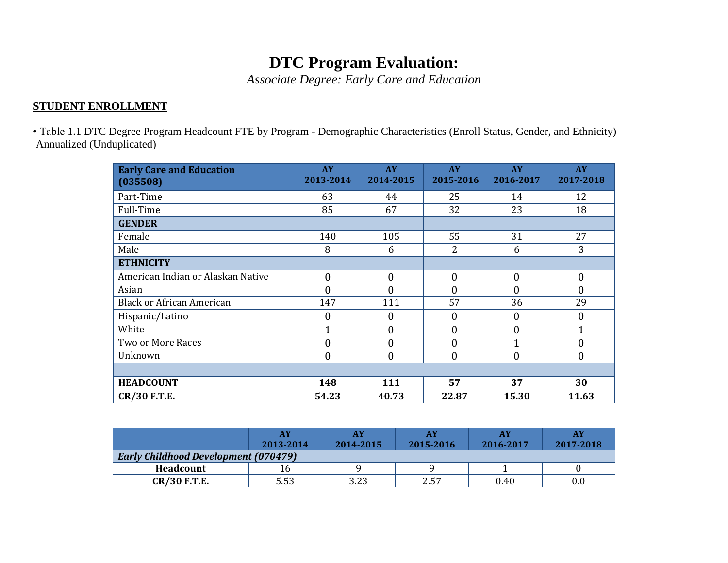# DTC Program Evaluation:

*Associate Degree: Early Care and Education*

## STUDENT ENROLLMENT

• Table 1.1 DTC Degree Program Headcount FTE by Program - Demographic Characteristics (Enroll Status, Gender, and Ethnicity) Annualized (Unduplicated)

| **Early Care and Education (035508)** | **AY 2013-2014** | **AY 2014-2015** | **AY 2015-2016** | **AY 2016-2017** | **AY 2017-2018** |
|---|---|---|---|---|---|
| Part-Time | 63 | 44 | 25 | 14 | 12 |
| Full-Time | 85 | 67 | 32 | 23 | 18 |
| **GENDER** | | | | | |
| Female | 140 | 105 | 55 | 31 | 27 |
| Male | 8 | 6 | 2 | 6 | 3 |
| **ETHNICITY** | | | | | |
| American Indian or Alaskan Native | 0 | 0 | 0 | 0 | 0 |
| Asian | 0 | 0 | 0 | 0 | 0 |
| Black or African American | 147 | 111 | 57 | 36 | 29 |
| Hispanic/Latino | 0 | 0 | 0 | 0 | 0 |
| White | 1 | 0 | 0 | 0 | 1 |
| Two or More Races | 0 | 0 | 0 | 1 | 0 |
| Unknown | 0 | 0 | 0 | 0 | 0 |
| | | | | | |
| **HEADCOUNT** | **148** | **111** | **57** | **37** | **30** |
| **CR/30 F.T.E.** | **54.23** | **40.73** | **22.87** | **15.30** | **11.63** |

| | **AY 2013-2014** | **AY 2014-2015** | **AY 2015-2016** | **AY 2016-2017** | **AY 2017-2018** |
|---|---|---|---|---|---|
| ***Early Childhood Development (070479)*** | | | | | |
| **Headcount** | 16 | 9 | 9 | 1 | 0 |
| **CR/30 F.T.E.** | 5.53 | 3.23 | 2.57 | 0.40 | 0.0 |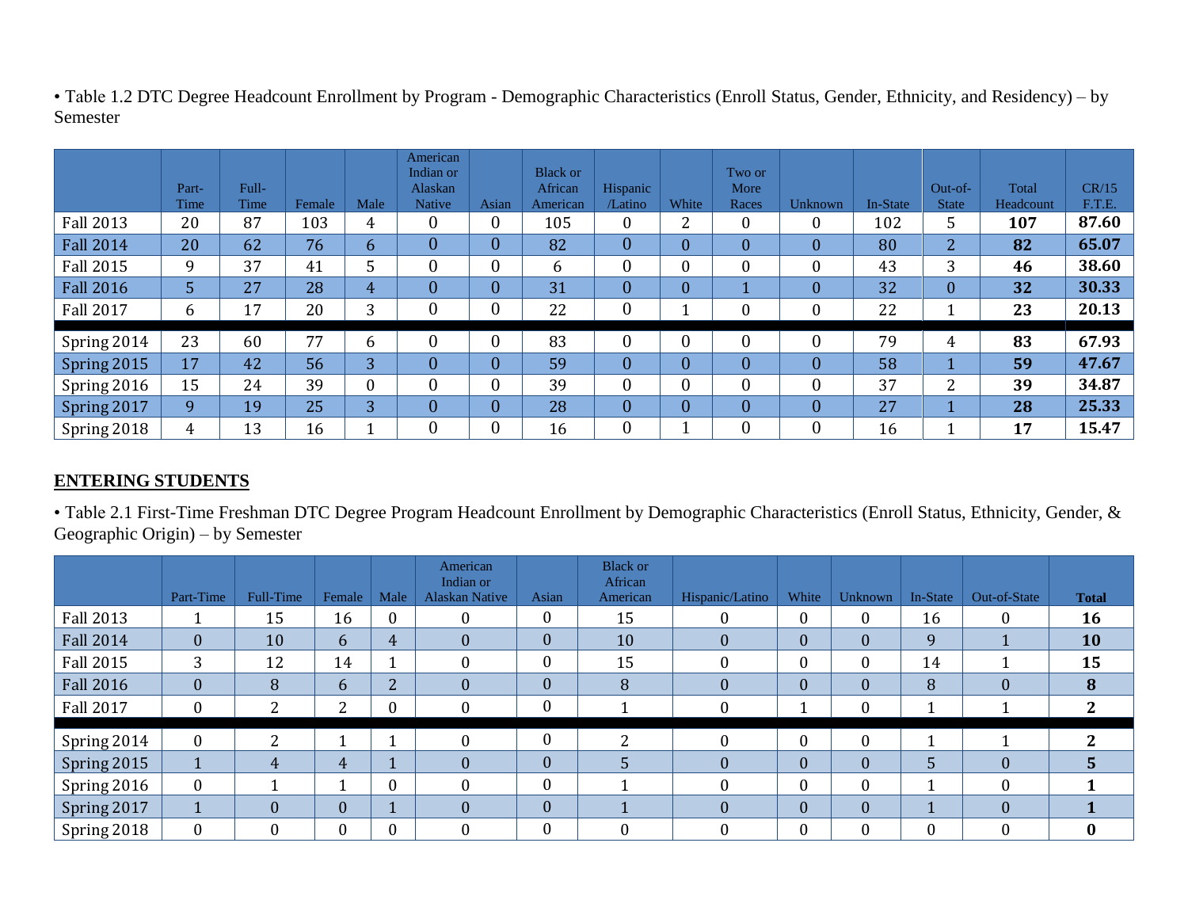• Table 1.2 DTC Degree Headcount Enrollment by Program - Demographic Characteristics (Enroll Status, Gender, Ethnicity, and Residency) – by Semester

| | Part-Time | Full-Time | Female | Male | American Indian or Alaskan Native | Asian | Black or African American | Hispanic /Latino | White | Two or More Races | Unknown | In-State | Out-of-State | Total Headcount | CR/15 F.T.E. |
|---|---|---|---|---|---|---|---|---|---|---|---|---|---|---|---|
| Fall 2013 | 20 | 87 | 103 | 4 | 0 | 0 | 105 | 0 | 2 | 0 | 0 | 102 | 5 | **107** | **87.60** |
| Fall 2014 | 20 | 62 | 76 | 6 | 0 | 0 | 82 | 0 | 0 | 0 | 0 | 80 | 2 | **82** | **65.07** |
| Fall 2015 | 9 | 37 | 41 | 5 | 0 | 0 | 6 | 0 | 0 | 0 | 0 | 43 | 3 | **46** | **38.60** |
| Fall 2016 | 5 | 27 | 28 | 4 | 0 | 0 | 31 | 0 | 0 | 1 | 0 | 32 | 0 | **32** | **30.33** |
| Fall 2017 | 6 | 17 | 20 | 3 | 0 | 0 | 22 | 0 | 1 | 0 | 0 | 22 | 1 | **23** | **20.13** |
| Spring 2014 | 23 | 60 | 77 | 6 | 0 | 0 | 83 | 0 | 0 | 0 | 0 | 79 | 4 | **83** | **67.93** |
| Spring 2015 | 17 | 42 | 56 | 3 | 0 | 0 | 59 | 0 | 0 | 0 | 0 | 58 | 1 | **59** | **47.67** |
| Spring 2016 | 15 | 24 | 39 | 0 | 0 | 0 | 39 | 0 | 0 | 0 | 0 | 37 | 2 | **39** | **34.87** |
| Spring 2017 | 9 | 19 | 25 | 3 | 0 | 0 | 28 | 0 | 0 | 0 | 0 | 27 | 1 | **28** | **25.33** |
| Spring 2018 | 4 | 13 | 16 | 1 | 0 | 0 | 16 | 0 | 1 | 0 | 0 | 16 | 1 | **17** | **15.47** |

## ENTERING STUDENTS

• Table 2.1 First-Time Freshman DTC Degree Program Headcount Enrollment by Demographic Characteristics (Enroll Status, Ethnicity, Gender, & Geographic Origin) – by Semester

| | Part-Time | Full-Time | Female | Male | American Indian or Alaskan Native | Asian | Black or African American | Hispanic/Latino | White | Unknown | In-State | Out-of-State | Total |
|---|---|---|---|---|---|---|---|---|---|---|---|---|---|
| Fall 2013 | 1 | 15 | 16 | 0 | 0 | 0 | 15 | 0 | 0 | 0 | 16 | 0 | **16** |
| Fall 2014 | 0 | 10 | 6 | 4 | 0 | 0 | 10 | 0 | 0 | 0 | 9 | 1 | **10** |
| Fall 2015 | 3 | 12 | 14 | 1 | 0 | 0 | 15 | 0 | 0 | 0 | 14 | 1 | **15** |
| Fall 2016 | 0 | 8 | 6 | 2 | 0 | 0 | 8 | 0 | 0 | 0 | 8 | 0 | **8** |
| Fall 2017 | 0 | 2 | 2 | 0 | 0 | 0 | 1 | 0 | 1 | 0 | 1 | 1 | **2** |
| Spring 2014 | 0 | 2 | 1 | 1 | 0 | 0 | 2 | 0 | 0 | 0 | 1 | 1 | **2** |
| Spring 2015 | 1 | 4 | 4 | 1 | 0 | 0 | 5 | 0 | 0 | 0 | 5 | 0 | **5** |
| Spring 2016 | 0 | 1 | 1 | 0 | 0 | 0 | 1 | 0 | 0 | 0 | 1 | 0 | **1** |
| Spring 2017 | 1 | 0 | 0 | 1 | 0 | 0 | 1 | 0 | 0 | 0 | 1 | 0 | **1** |
| Spring 2018 | 0 | 0 | 0 | 0 | 0 | 0 | 0 | 0 | 0 | 0 | 0 | 0 | **0** |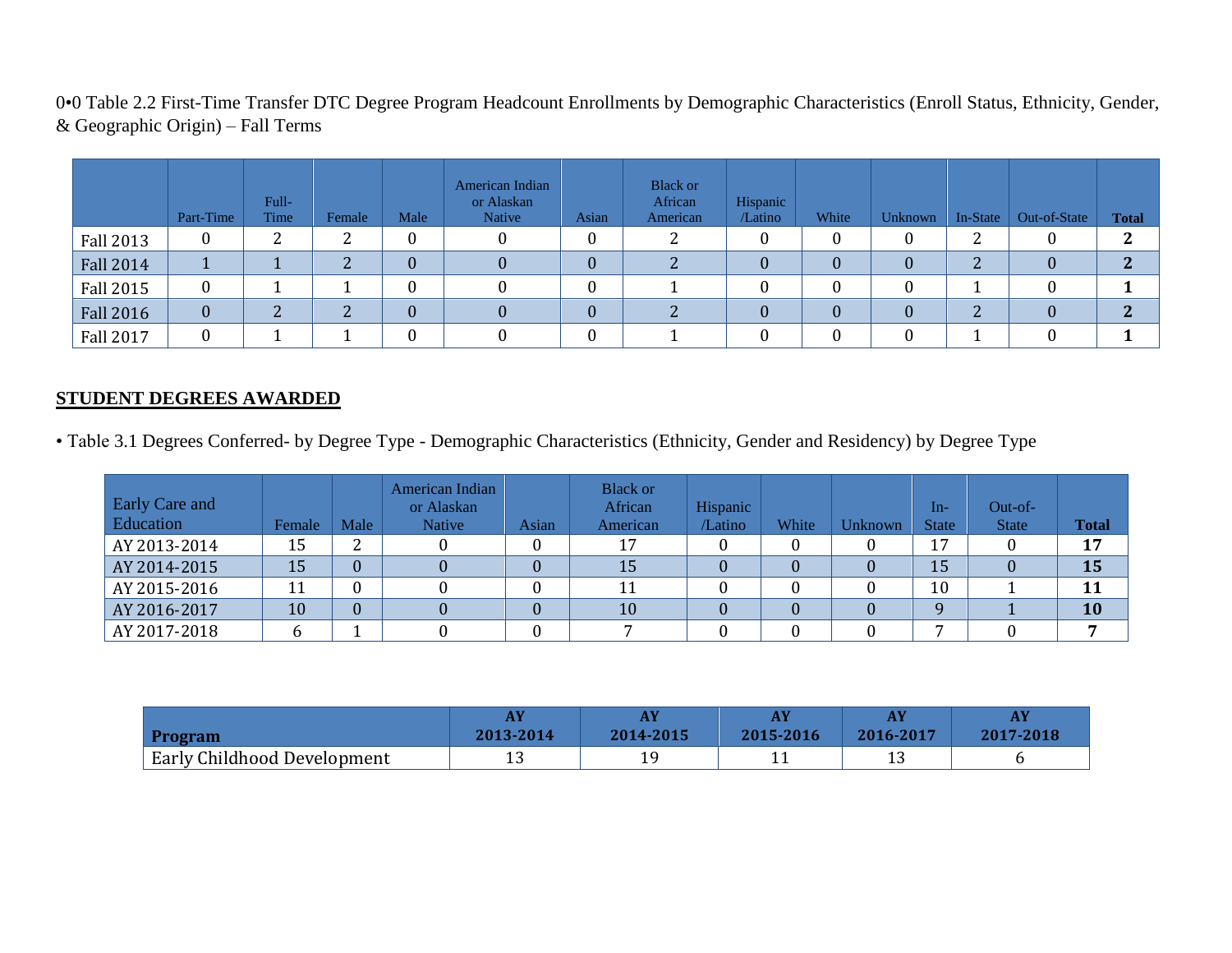0•0 Table 2.2 First-Time Transfer DTC Degree Program Headcount Enrollments by Demographic Characteristics (Enroll Status, Ethnicity, Gender, & Geographic Origin) – Fall Terms

| | Part-Time | Full-Time | Female | Male | American Indian or Alaskan Native | Asian | Black or African American | Hispanic /Latino | White | Unknown | In-State | Out-of-State | Total |
|---|---|---|---|---|---|---|---|---|---|---|---|---|---|
| Fall 2013 | 0 | 2 | 2 | 0 | 0 | 0 | 2 | 0 | 0 | 0 | 2 | 0 | **2** |
| Fall 2014 | 1 | 1 | 2 | 0 | 0 | 0 | 2 | 0 | 0 | 0 | 2 | 0 | **2** |
| Fall 2015 | 0 | 1 | 1 | 0 | 0 | 0 | 1 | 0 | 0 | 0 | 1 | 0 | **1** |
| Fall 2016 | 0 | 2 | 2 | 0 | 0 | 0 | 2 | 0 | 0 | 0 | 2 | 0 | **2** |
| Fall 2017 | 0 | 1 | 1 | 0 | 0 | 0 | 1 | 0 | 0 | 0 | 1 | 0 | **1** |

## STUDENT DEGREES AWARDED

• Table 3.1 Degrees Conferred- by Degree Type - Demographic Characteristics (Ethnicity, Gender and Residency) by Degree Type

| Early Care and Education | Female | Male | American Indian or Alaskan Native | Asian | Black or African American | Hispanic /Latino | White | Unknown | In-State | Out-of-State | Total |
|---|---|---|---|---|---|---|---|---|---|---|---|
| AY 2013-2014 | 15 | 2 | 0 | 0 | 17 | 0 | 0 | 0 | 17 | 0 | **17** |
| AY 2014-2015 | 15 | 0 | 0 | 0 | 15 | 0 | 0 | 0 | 15 | 0 | **15** |
| AY 2015-2016 | 11 | 0 | 0 | 0 | 11 | 0 | 0 | 0 | 10 | 1 | **11** |
| AY 2016-2017 | 10 | 0 | 0 | 0 | 10 | 0 | 0 | 0 | 9 | 1 | **10** |
| AY 2017-2018 | 6 | 1 | 0 | 0 | 7 | 0 | 0 | 0 | 7 | 0 | **7** |

| Program | AY 2013-2014 | AY 2014-2015 | AY 2015-2016 | AY 2016-2017 | AY 2017-2018 |
|---|---|---|---|---|---|
| Early Childhood Development | 13 | 19 | 11 | 13 | 6 |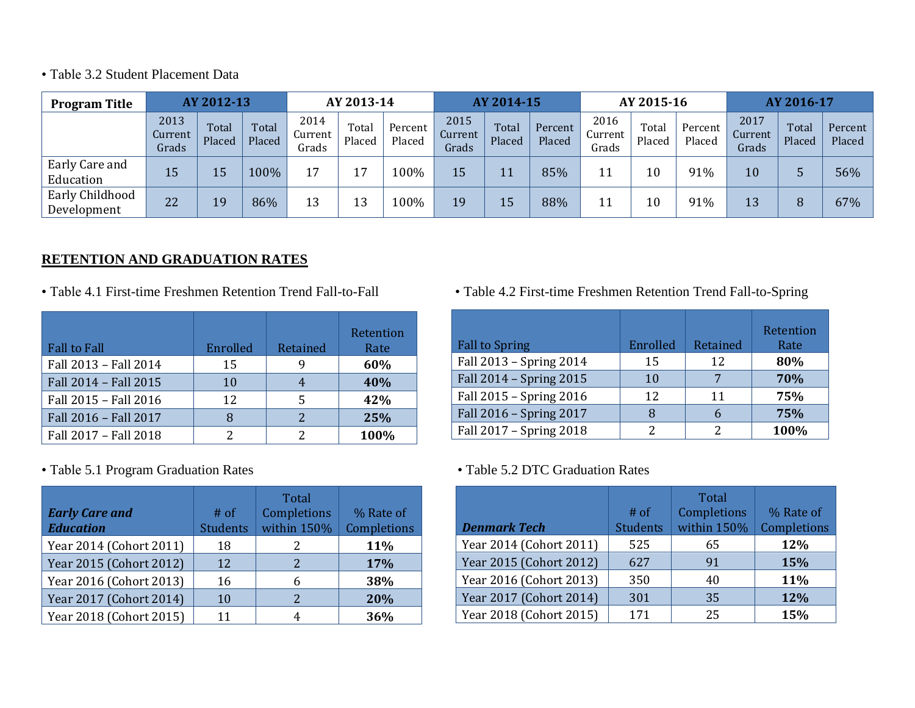• Table 3.2 Student Placement Data

| Program Title | AY 2012-13 | | | AY 2013-14 | | | AY 2014-15 | | | AY 2015-16 | | | AY 2016-17 | | |
|---|---|---|---|---|---|---|---|---|---|---|---|---|---|---|---|
| | 2013 Current Grads | Total Placed | Total Placed | 2014 Current Grads | Total Placed | Percent Placed | 2015 Current Grads | Total Placed | Percent Placed | 2016 Current Grads | Total Placed | Percent Placed | 2017 Current Grads | Total Placed | Percent Placed |
| Early Care and Education | 15 | 15 | 100% | 17 | 17 | 100% | 15 | 11 | 85% | 11 | 10 | 91% | 10 | 5 | 56% |
| Early Childhood Development | 22 | 19 | 86% | 13 | 13 | 100% | 19 | 15 | 88% | 11 | 10 | 91% | 13 | 8 | 67% |

## RETENTION AND GRADUATION RATES

• Table 4.1 First-time Freshmen Retention Trend Fall-to-Fall

| Fall to Fall | Enrolled | Retained | Retention Rate |
|---|---|---|---|
| Fall 2013 – Fall 2014 | 15 | 9 | **60%** |
| Fall 2014 – Fall 2015 | 10 | 4 | **40%** |
| Fall 2015 – Fall 2016 | 12 | 5 | **42%** |
| Fall 2016 – Fall 2017 | 8 | 2 | **25%** |
| Fall 2017 – Fall 2018 | 2 | 2 | **100%** |

• Table 4.2 First-time Freshmen Retention Trend Fall-to-Spring

| Fall to Spring | Enrolled | Retained | Retention Rate |
|---|---|---|---|
| Fall 2013 – Spring 2014 | 15 | 12 | **80%** |
| Fall 2014 – Spring 2015 | 10 | 7 | **70%** |
| Fall 2015 – Spring 2016 | 12 | 11 | **75%** |
| Fall 2016 – Spring 2017 | 8 | 6 | **75%** |
| Fall 2017 – Spring 2018 | 2 | 2 | **100%** |

• Table 5.1 Program Graduation Rates

| ***Early Care and Education*** | # of Students | Total Completions within 150% | % Rate of Completions |
|---|---|---|---|
| Year 2014 (Cohort 2011) | 18 | 2 | **11%** |
| Year 2015 (Cohort 2012) | 12 | 2 | **17%** |
| Year 2016 (Cohort 2013) | 16 | 6 | **38%** |
| Year 2017 (Cohort 2014) | 10 | 2 | **20%** |
| Year 2018 (Cohort 2015) | 11 | 4 | **36%** |

• Table 5.2 DTC Graduation Rates

| ***Denmark Tech*** | # of Students | Total Completions within 150% | % Rate of Completions |
|---|---|---|---|
| Year 2014 (Cohort 2011) | 525 | 65 | **12%** |
| Year 2015 (Cohort 2012) | 627 | 91 | **15%** |
| Year 2016 (Cohort 2013) | 350 | 40 | **11%** |
| Year 2017 (Cohort 2014) | 301 | 35 | **12%** |
| Year 2018 (Cohort 2015) | 171 | 25 | **15%** |